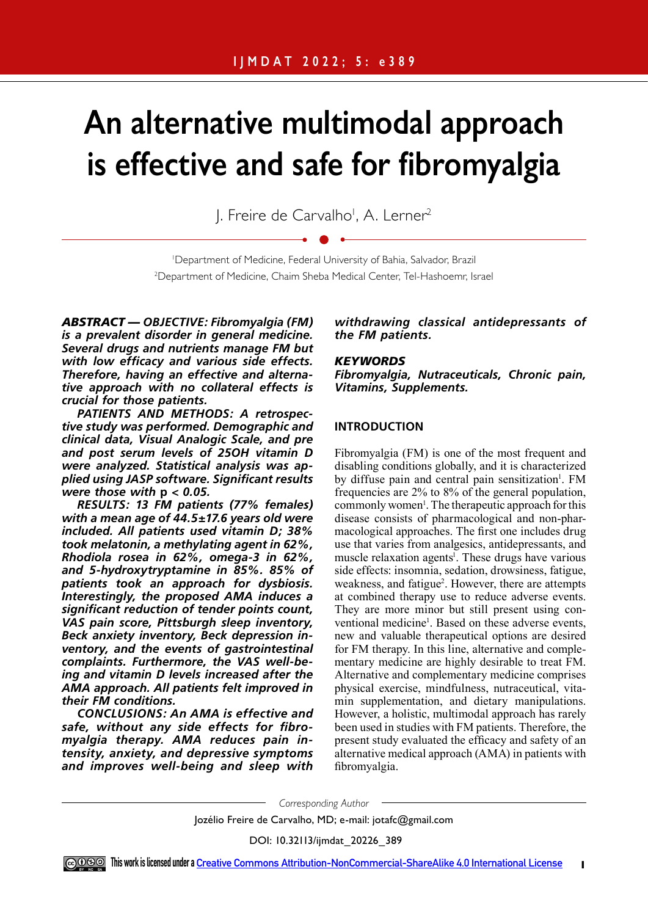# An alternative multimodal approach is effective and safe for fibromyalgia

J. Freire de Carvalho[1], A. Lerner[2]

[1]Department of Medicine, Federal University of Bahia, Salvador, Brazil
[2]Department of Medicine, Chaim Sheba Medical Center, Tel-Hashoemr, Israel

***ABSTRACT — OBJECTIVE: Fibromyalgia (FM) is a prevalent disorder in general medicine. Several drugs and nutrients manage FM but with low efficacy and various side effects. Therefore, having an effective and alternative approach with no collateral effects is crucial for those patients.***

***PATIENTS AND METHODS: A retrospective study was performed. Demographic and clinical data, Visual Analogic Scale, and pre and post serum levels of 25OH vitamin D were analyzed. Statistical analysis was applied using JASP software. Significant results were those with p < 0.05.***

***RESULTS: 13 FM patients (77% females) with a mean age of 44.5±17.6 years old were included. All patients used vitamin D; 38% took melatonin, a methylating agent in 62%, Rhodiola rosea in 62%, omega-3 in 62%, and 5-hydroxytryptamine in 85%. 85% of patients took an approach for dysbiosis. Interestingly, the proposed AMA induces a significant reduction of tender points count, VAS pain score, Pittsburgh sleep inventory, Beck anxiety inventory, Beck depression inventory, and the events of gastrointestinal complaints. Furthermore, the VAS well-being and vitamin D levels increased after the AMA approach. All patients felt improved in their FM conditions.***

***CONCLUSIONS: An AMA is effective and safe, without any side effects for fibromyalgia therapy. AMA reduces pain intensity, anxiety, and depressive symptoms and improves well-being and sleep with withdrawing classical antidepressants of the FM patients.***

***KEYWORDS***
***Fibromyalgia, Nutraceuticals, Chronic pain, Vitamins, Supplements.***

## INTRODUCTION

Fibromyalgia (FM) is one of the most frequent and disabling conditions globally, and it is characterized by diffuse pain and central pain sensitization[1]. FM frequencies are 2% to 8% of the general population, commonly women[1]. The therapeutic approach for this disease consists of pharmacological and non-pharmacological approaches. The first one includes drug use that varies from analgesics, antidepressants, and muscle relaxation agents[1]. These drugs have various side effects: insomnia, sedation, drowsiness, fatigue, weakness, and fatigue[2]. However, there are attempts at combined therapy use to reduce adverse events. They are more minor but still present using conventional medicine[1]. Based on these adverse events, new and valuable therapeutical options are desired for FM therapy. In this line, alternative and complementary medicine are highly desirable to treat FM. Alternative and complementary medicine comprises physical exercise, mindfulness, nutraceutical, vitamin supplementation, and dietary manipulations. However, a holistic, multimodal approach has rarely been used in studies with FM patients. Therefore, the present study evaluated the efficacy and safety of an alternative medical approach (AMA) in patients with fibromyalgia.

*Corresponding Author*
Jozélio Freire de Carvalho, MD; e-mail: jotafc@gmail.com

DOI: 10.32113/ijmdat_20226_389

This work is licensed under a Creative Commons Attribution-NonCommercial-ShareAlike 4.0 International License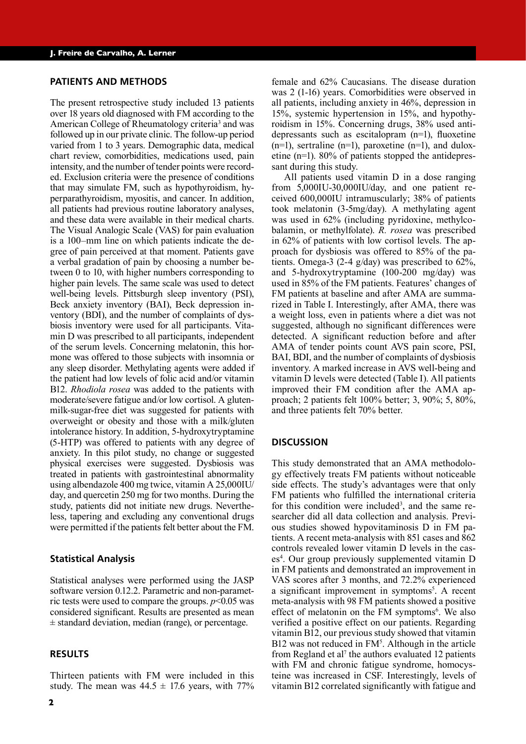## PATIENTS AND METHODS

The present retrospective study included 13 patients over 18 years old diagnosed with FM according to the American College of Rheumatology criteria[3] and was followed up in our private clinic. The follow-up period varied from 1 to 3 years. Demographic data, medical chart review, comorbidities, medications used, pain intensity, and the number of tender points were recorded. Exclusion criteria were the presence of conditions that may simulate FM, such as hypothyroidism, hyperparathyroidism, myositis, and cancer. In addition, all patients had previous routine laboratory analyses, and these data were available in their medical charts. The Visual Analogic Scale (VAS) for pain evaluation is a 100–mm line on which patients indicate the degree of pain perceived at that moment. Patients gave a verbal gradation of pain by choosing a number between 0 to 10, with higher numbers corresponding to higher pain levels. The same scale was used to detect well-being levels. Pittsburgh sleep inventory (PSI), Beck anxiety inventory (BAI), Beck depression inventory (BDI), and the number of complaints of dysbiosis inventory were used for all participants. Vitamin D was prescribed to all participants, independent of the serum levels. Concerning melatonin, this hormone was offered to those subjects with insomnia or any sleep disorder. Methylating agents were added if the patient had low levels of folic acid and/or vitamin B12. *Rhodiola rosea* was added to the patients with moderate/severe fatigue and/or low cortisol. A gluten-milk-sugar-free diet was suggested for patients with overweight or obesity and those with a milk/gluten intolerance history. In addition, 5-hydroxytryptamine (5-HTP) was offered to patients with any degree of anxiety. In this pilot study, no change or suggested physical exercises were suggested. Dysbiosis was treated in patients with gastrointestinal abnormality using albendazole 400 mg twice, vitamin A 25,000IU/day, and quercetin 250 mg for two months. During the study, patients did not initiate new drugs. Nevertheless, tapering and excluding any conventional drugs were permitted if the patients felt better about the FM.

### Statistical Analysis

Statistical analyses were performed using the JASP software version 0.12.2. Parametric and non-parametric tests were used to compare the groups. $p<0.05$ was considered significant. Results are presented as mean ± standard deviation, median (range), or percentage.

## RESULTS

Thirteen patients with FM were included in this study. The mean was 44.5 ± 17.6 years, with 77% female and 62% Caucasians. The disease duration was 2 (1-16) years. Comorbidities were observed in all patients, including anxiety in 46%, depression in 15%, systemic hypertension in 15%, and hypothyroidism in 15%. Concerning drugs, 38% used antidepressants such as escitalopram (n=1), fluoxetine (n=1), sertraline (n=1), paroxetine (n=1), and duloxetine (n=1). 80% of patients stopped the antidepressant during this study.

All patients used vitamin D in a dose ranging from 5,000IU-30,000IU/day, and one patient received 600,000IU intramuscularly; 38% of patients took melatonin (3-5mg/day). A methylating agent was used in 62% (including pyridoxine, methylcobalamin, or methylfolate). *R. rosea* was prescribed in 62% of patients with low cortisol levels. The approach for dysbiosis was offered to 85% of the patients. Omega-3 (2-4 g/day) was prescribed to 62%, and 5-hydroxytryptamine (100-200 mg/day) was used in 85% of the FM patients. Features' changes of FM patients at baseline and after AMA are summarized in Table I. Interestingly, after AMA, there was a weight loss, even in patients where a diet was not suggested, although no significant differences were detected. A significant reduction before and after AMA of tender points count AVS pain score, PSI, BAI, BDI, and the number of complaints of dysbiosis inventory. A marked increase in AVS well-being and vitamin D levels were detected (Table I). All patients improved their FM condition after the AMA approach; 2 patients felt 100% better; 3, 90%; 5, 80%, and three patients felt 70% better.

## DISCUSSION

This study demonstrated that an AMA methodology effectively treats FM patients without noticeable side effects. The study's advantages were that only FM patients who fulfilled the international criteria for this condition were included[3], and the same researcher did all data collection and analysis. Previous studies showed hypovitaminosis D in FM patients. A recent meta-analysis with 851 cases and 862 controls revealed lower vitamin D levels in the cases[4]. Our group previously supplemented vitamin D in FM patients and demonstrated an improvement in VAS scores after 3 months, and 72.2% experienced a significant improvement in symptoms[5]. A recent meta-analysis with 98 FM patients showed a positive effect of melatonin on the FM symptoms[6]. We also verified a positive effect on our patients. Regarding vitamin B12, our previous study showed that vitamin B12 was not reduced in FM[5]. Although in the article from Regland et al[7] the authors evaluated 12 patients with FM and chronic fatigue syndrome, homocysteine was increased in CSF. Interestingly, levels of vitamin B12 correlated significantly with fatigue and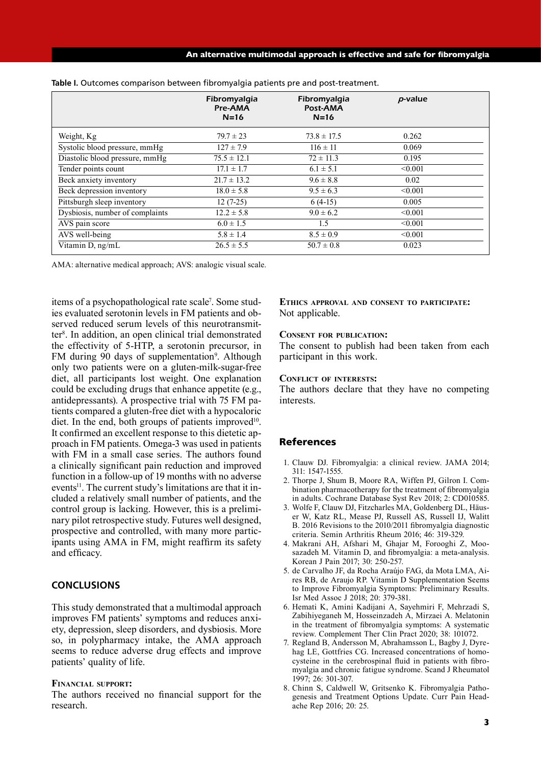**Table I.** Outcomes comparison between fibromyalgia patients pre and post-treatment.

| | Fibromyalgia Pre-AMA N=16 | Fibromyalgia Post-AMA N=16 | *p*-value |
|---|---|---|---|
| Weight, Kg | 79.7 ± 23 | 73.8 ± 17.5 | 0.262 |
| Systolic blood pressure, mmHg | 127 ± 7.9 | 116 ± 11 | 0.069 |
| Diastolic blood pressure, mmHg | 75.5 ± 12.1 | 72 ± 11.3 | 0.195 |
| Tender points count | 17.1 ± 1.7 | 6.1 ± 5.1 | <0.001 |
| Beck anxiety inventory | 21.7 ± 13.2 | 9.6 ± 8.8 | 0.02 |
| Beck depression inventory | 18.0 ± 5.8 | 9.5 ± 6.3 | <0.001 |
| Pittsburgh sleep inventory | 12 (7-25) | 6 (4-15) | 0.005 |
| Dysbiosis, number of complaints | 12.2 ± 5.8 | 9.0 ± 6.2 | <0.001 |
| AVS pain score | 6.0 ± 1.5 | 1.5 | <0.001 |
| AVS well-being | 5.8 ± 1.4 | 8.5 ± 0.9 | <0.001 |
| Vitamin D, ng/mL | 26.5 ± 5.5 | 50.7 ± 0.8 | 0.023 |

AMA: alternative medical approach; AVS: analogic visual scale.

items of a psychopathological rate scale[7]. Some studies evaluated serotonin levels in FM patients and observed reduced serum levels of this neurotransmitter[8]. In addition, an open clinical trial demonstrated the effectivity of 5-HTP, a serotonin precursor, in FM during 90 days of supplementation[9]. Although only two patients were on a gluten-milk-sugar-free diet, all participants lost weight. One explanation could be excluding drugs that enhance appetite (e.g., antidepressants). A prospective trial with 75 FM patients compared a gluten-free diet with a hypocaloric diet. In the end, both groups of patients improved[10]. It confirmed an excellent response to this dietetic approach in FM patients. Omega-3 was used in patients with FM in a small case series. The authors found a clinically significant pain reduction and improved function in a follow-up of 19 months with no adverse events[11]. The current study's limitations are that it included a relatively small number of patients, and the control group is lacking. However, this is a preliminary pilot retrospective study. Futures well designed, prospective and controlled, with many more participants using AMA in FM, might reaffirm its safety and efficacy.

## CONCLUSIONS

This study demonstrated that a multimodal approach improves FM patients' symptoms and reduces anxiety, depression, sleep disorders, and dysbiosis. More so, in polypharmacy intake, the AMA approach seems to reduce adverse drug effects and improve patients' quality of life.

**Financial support:**
The authors received no financial support for the research.

**Ethics approval and consent to participate:**
Not applicable.

**Consent for publication:**
The consent to publish had been taken from each participant in this work.

**Conflict of interests:**
The authors declare that they have no competing interests.

## References

1. Clauw DJ. Fibromyalgia: a clinical review. JAMA 2014; 311: 1547-1555.
2. Thorpe J, Shum B, Moore RA, Wiffen PJ, Gilron I. Combination pharmacotherapy for the treatment of fibromyalgia in adults. Cochrane Database Syst Rev 2018; 2: CD010585.
3. Wolfe F, Clauw DJ, Fitzcharles MA, Goldenberg DL, Häuser W, Katz RL, Mease PJ, Russell AS, Russell IJ, Walitt B. 2016 Revisions to the 2010/2011 fibromyalgia diagnostic criteria. Semin Arthritis Rheum 2016; 46: 319-329.
4. Makrani AH, Afshari M, Ghajar M, Forooghi Z, Moosazadeh M. Vitamin D, and fibromyalgia: a meta-analysis. Korean J Pain 2017; 30: 250-257.
5. de Carvalho JF, da Rocha Araújo FAG, da Mota LMA, Aires RB, de Araujo RP. Vitamin D Supplementation Seems to Improve Fibromyalgia Symptoms: Preliminary Results. Isr Med Assoc J 2018; 20: 379-381.
6. Hemati K, Amini Kadijani A, Sayehmiri F, Mehrzadi S, Zabihiyeganeh M, Hosseinzadeh A, Mirzaei A. Melatonin in the treatment of fibromyalgia symptoms: A systematic review. Complement Ther Clin Pract 2020; 38: 101072.
7. Regland B, Andersson M, Abrahamsson L, Bagby J, Dyrehag LE, Gottfries CG. Increased concentrations of homocysteine in the cerebrospinal fluid in patients with fibromyalgia and chronic fatigue syndrome. Scand J Rheumatol 1997; 26: 301-307.
8. Chinn S, Caldwell W, Gritsenko K. Fibromyalgia Pathogenesis and Treatment Options Update. Curr Pain Headache Rep 2016; 20: 25.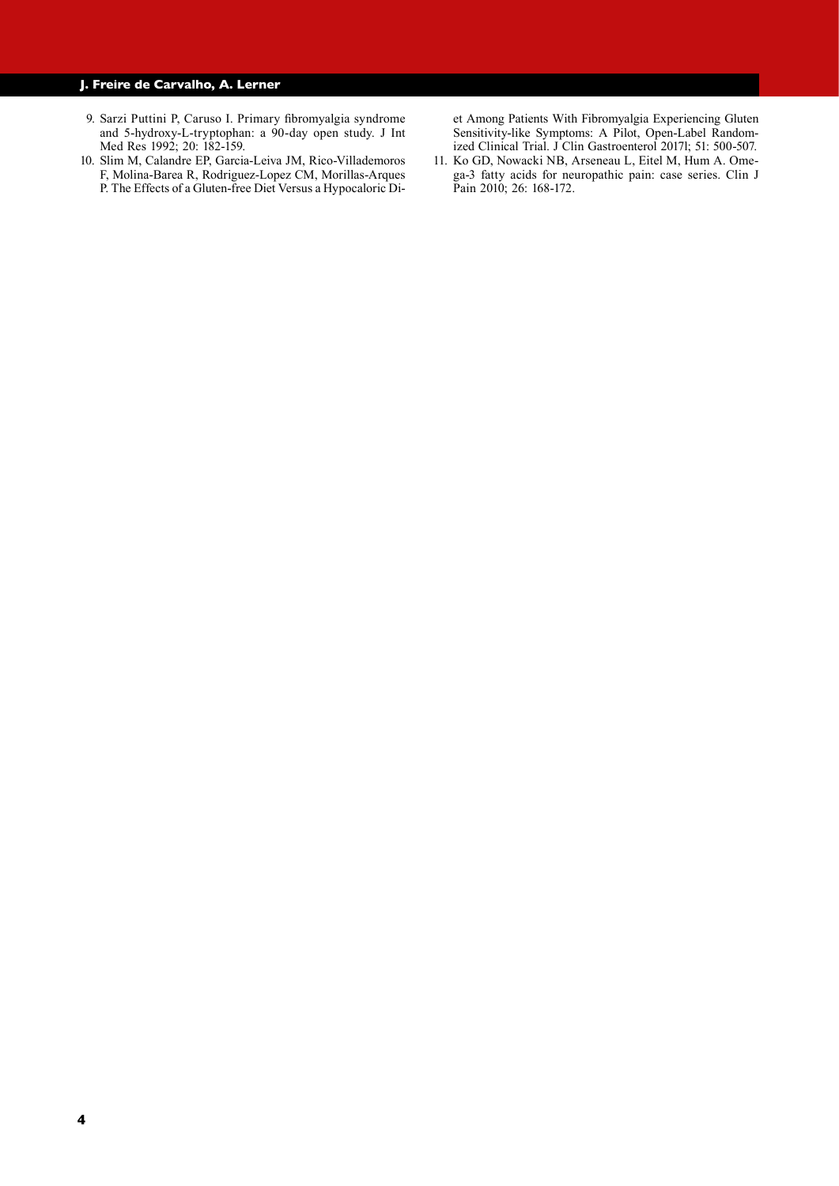9. Sarzi Puttini P, Caruso I. Primary fibromyalgia syndrome and 5-hydroxy-L-tryptophan: a 90-day open study. J Int Med Res 1992; 20: 182-159.
10. Slim M, Calandre EP, Garcia-Leiva JM, Rico-Villademoros F, Molina-Barea R, Rodriguez-Lopez CM, Morillas-Arques P. The Effects of a Gluten-free Diet Versus a Hypocaloric Diet Among Patients With Fibromyalgia Experiencing Gluten Sensitivity-like Symptoms: A Pilot, Open-Label Randomized Clinical Trial. J Clin Gastroenterol 2017l; 51: 500-507.
11. Ko GD, Nowacki NB, Arseneau L, Eitel M, Hum A. Omega-3 fatty acids for neuropathic pain: case series. Clin J Pain 2010; 26: 168-172.